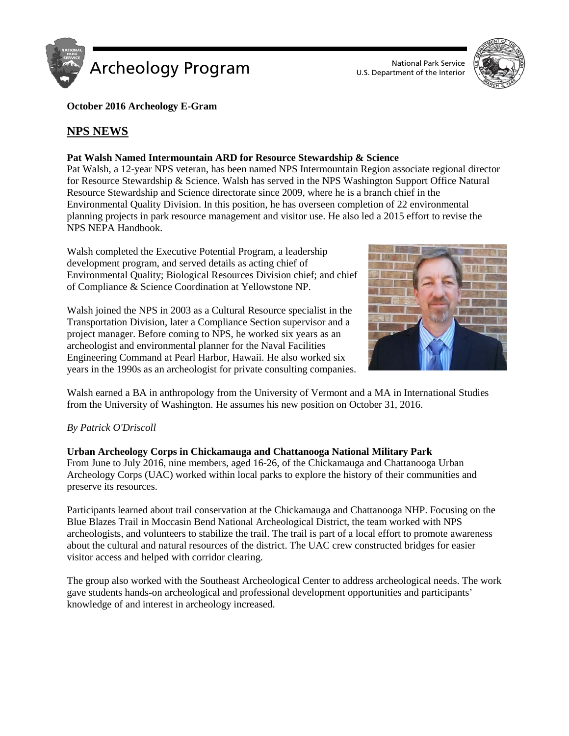**October 2016 Archeology E-Gram**

## NPS NEWS

### Pat Walsh Named Intermountain ARD for Resource Stewardship & Science

Pat Walsh, a 12-year NPS veteran, has been named NPS Intermountain Region associate regional director for Resource Stewardship & Science. Walsh has served in the NPS Washington Support Office Natural Resource Stewardship and Science directorate since 2009, where he is a branch chief in the Environmental Quality Division. In this position, he has overseen completion of 22 environmental planning projects in park resource management and visitor use. He also led a 2015 effort to revise the NPS NEPA Handbook.

Walsh completed the Executive Potential Program, a leadership development program, and served details as acting chief of Environmental Quality; Biological Resources Division chief; and chief of Compliance & Science Coordination at Yellowstone NP.

Walsh joined the NPS in 2003 as a Cultural Resource specialist in the Transportation Division, later a Compliance Section supervisor and a project manager. Before coming to NPS, he worked six years as an archeologist and environmental planner for the Naval Facilities Engineering Command at Pearl Harbor, Hawaii. He also worked six years in the 1990s as an archeologist for private consulting companies.

Walsh earned a BA in anthropology from the University of Vermont and a MA in International Studies from the University of Washington. He assumes his new position on October 31, 2016.

*By Patrick O'Driscoll*

### Urban Archeology Corps in Chickamauga and Chattanooga National Military Park

From June to July 2016, nine members, aged 16-26, of the Chickamauga and Chattanooga Urban Archeology Corps (UAC) worked within local parks to explore the history of their communities and preserve its resources.

Participants learned about trail conservation at the Chickamauga and Chattanooga NHP. Focusing on the Blue Blazes Trail in Moccasin Bend National Archeological District, the team worked with NPS archeologists, and volunteers to stabilize the trail. The trail is part of a local effort to promote awareness about the cultural and natural resources of the district. The UAC crew constructed bridges for easier visitor access and helped with corridor clearing.

The group also worked with the Southeast Archeological Center to address archeological needs. The work gave students hands-on archeological and professional development opportunities and participants' knowledge of and interest in archeology increased.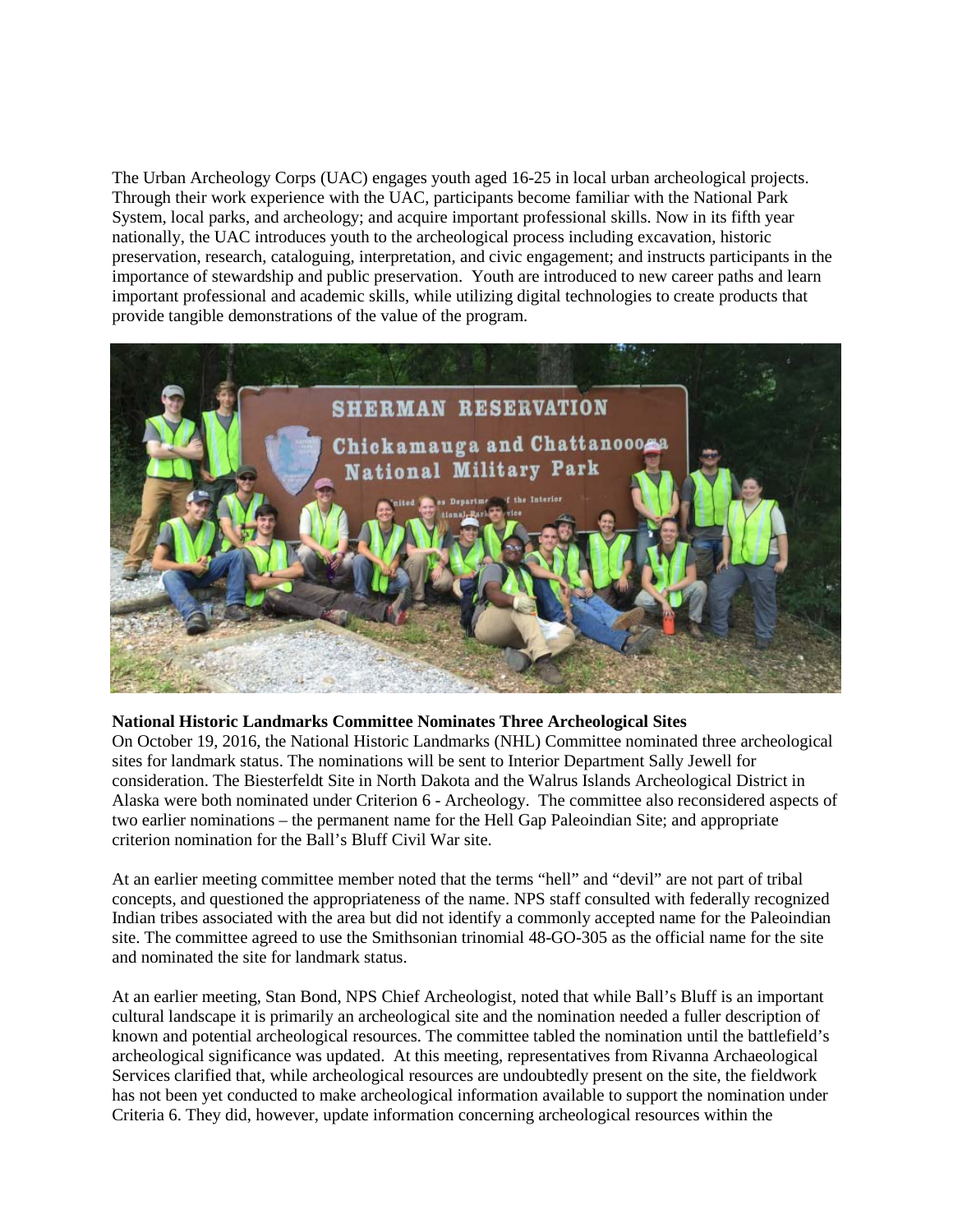The Urban Archeology Corps (UAC) engages youth aged 16-25 in local urban archeological projects. Through their work experience with the UAC, participants become familiar with the National Park System, local parks, and archeology; and acquire important professional skills. Now in its fifth year nationally, the UAC introduces youth to the archeological process including excavation, historic preservation, research, cataloguing, interpretation, and civic engagement; and instructs participants in the importance of stewardship and public preservation. Youth are introduced to new career paths and learn important professional and academic skills, while utilizing digital technologies to create products that provide tangible demonstrations of the value of the program.

**National Historic Landmarks Committee Nominates Three Archeological Sites**

On October 19, 2016, the National Historic Landmarks (NHL) Committee nominated three archeological sites for landmark status. The nominations will be sent to Interior Department Sally Jewell for consideration. The Biesterfeldt Site in North Dakota and the Walrus Islands Archeological District in Alaska were both nominated under Criterion 6 - Archeology. The committee also reconsidered aspects of two earlier nominations – the permanent name for the Hell Gap Paleoindian Site; and appropriate criterion nomination for the Ball's Bluff Civil War site.

At an earlier meeting committee member noted that the terms "hell" and "devil" are not part of tribal concepts, and questioned the appropriateness of the name. NPS staff consulted with federally recognized Indian tribes associated with the area but did not identify a commonly accepted name for the Paleoindian site. The committee agreed to use the Smithsonian trinomial 48-GO-305 as the official name for the site and nominated the site for landmark status.

At an earlier meeting, Stan Bond, NPS Chief Archeologist, noted that while Ball's Bluff is an important cultural landscape it is primarily an archeological site and the nomination needed a fuller description of known and potential archeological resources. The committee tabled the nomination until the battlefield's archeological significance was updated. At this meeting, representatives from Rivanna Archaeological Services clarified that, while archeological resources are undoubtedly present on the site, the fieldwork has not been yet conducted to make archeological information available to support the nomination under Criteria 6. They did, however, update information concerning archeological resources within the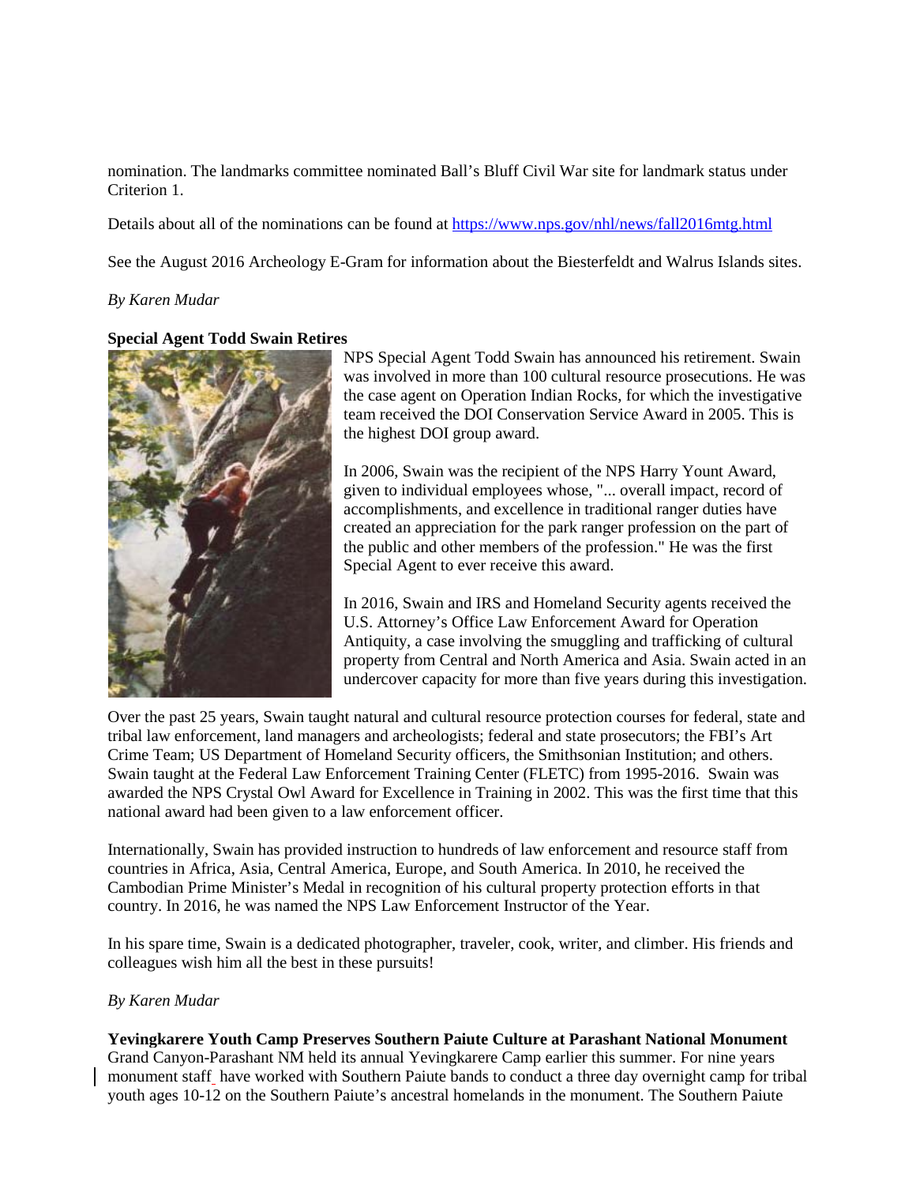nomination. The landmarks committee nominated Ball's Bluff Civil War site for landmark status under Criterion 1.

Details about all of the nominations can be found at https://www.nps.gov/nhl/news/fall2016mtg.html

See the August 2016 Archeology E-Gram for information about the Biesterfeldt and Walrus Islands sites.

*By Karen Mudar*

**Special Agent Todd Swain Retires**

NPS Special Agent Todd Swain has announced his retirement. Swain was involved in more than 100 cultural resource prosecutions. He was the case agent on Operation Indian Rocks, for which the investigative team received the DOI Conservation Service Award in 2005. This is the highest DOI group award.

In 2006, Swain was the recipient of the NPS Harry Yount Award, given to individual employees whose, "... overall impact, record of accomplishments, and excellence in traditional ranger duties have created an appreciation for the park ranger profession on the part of the public and other members of the profession." He was the first Special Agent to ever receive this award.

In 2016, Swain and IRS and Homeland Security agents received the U.S. Attorney's Office Law Enforcement Award for Operation Antiquity, a case involving the smuggling and trafficking of cultural property from Central and North America and Asia. Swain acted in an undercover capacity for more than five years during this investigation.

Over the past 25 years, Swain taught natural and cultural resource protection courses for federal, state and tribal law enforcement, land managers and archeologists; federal and state prosecutors; the FBI's Art Crime Team; US Department of Homeland Security officers, the Smithsonian Institution; and others. Swain taught at the Federal Law Enforcement Training Center (FLETC) from 1995-2016. Swain was awarded the NPS Crystal Owl Award for Excellence in Training in 2002. This was the first time that this national award had been given to a law enforcement officer.

Internationally, Swain has provided instruction to hundreds of law enforcement and resource staff from countries in Africa, Asia, Central America, Europe, and South America. In 2010, he received the Cambodian Prime Minister's Medal in recognition of his cultural property protection efforts in that country. In 2016, he was named the NPS Law Enforcement Instructor of the Year.

In his spare time, Swain is a dedicated photographer, traveler, cook, writer, and climber. His friends and colleagues wish him all the best in these pursuits!

*By Karen Mudar*

**Yevingkarere Youth Camp Preserves Southern Paiute Culture at Parashant National Monument**

Grand Canyon-Parashant NM held its annual Yevingkarere Camp earlier this summer. For nine years monument staff have worked with Southern Paiute bands to conduct a three day overnight camp for tribal youth ages 10-12 on the Southern Paiute's ancestral homelands in the monument. The Southern Paiute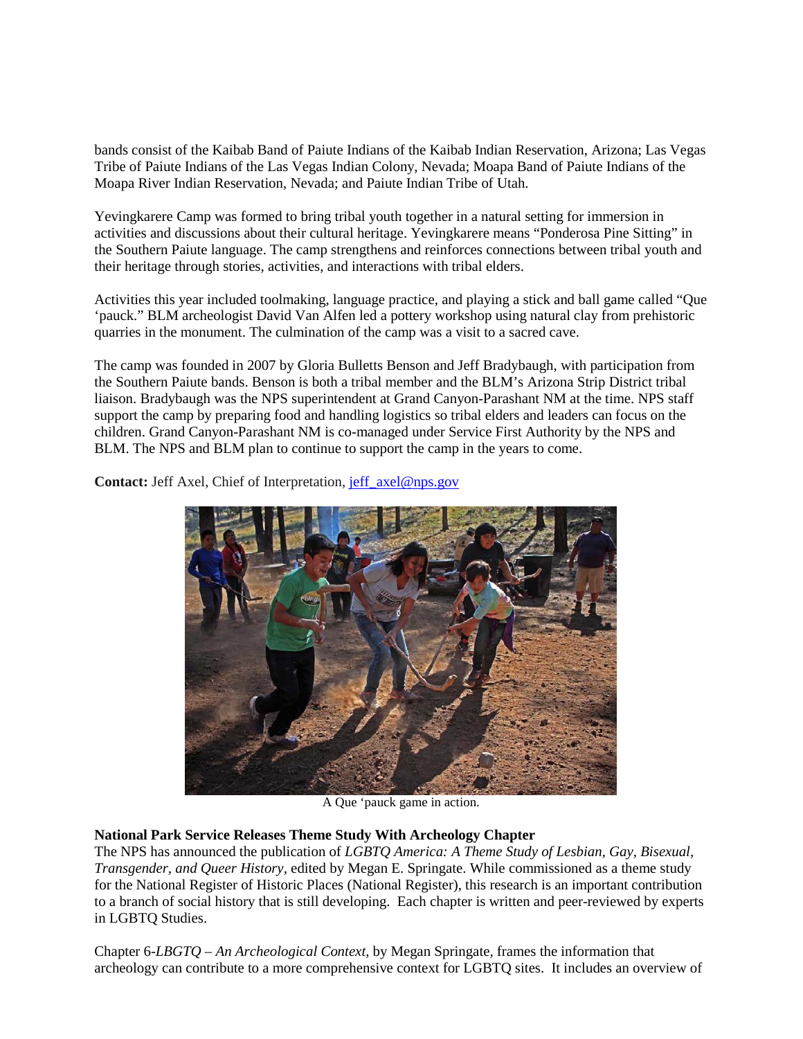bands consist of the Kaibab Band of Paiute Indians of the Kaibab Indian Reservation, Arizona; Las Vegas Tribe of Paiute Indians of the Las Vegas Indian Colony, Nevada; Moapa Band of Paiute Indians of the Moapa River Indian Reservation, Nevada; and Paiute Indian Tribe of Utah.

Yevingkarere Camp was formed to bring tribal youth together in a natural setting for immersion in activities and discussions about their cultural heritage. Yevingkarere means "Ponderosa Pine Sitting" in the Southern Paiute language. The camp strengthens and reinforces connections between tribal youth and their heritage through stories, activities, and interactions with tribal elders.

Activities this year included toolmaking, language practice, and playing a stick and ball game called "Que 'pauck." BLM archeologist David Van Alfen led a pottery workshop using natural clay from prehistoric quarries in the monument. The culmination of the camp was a visit to a sacred cave.

The camp was founded in 2007 by Gloria Bulletts Benson and Jeff Bradybaugh, with participation from the Southern Paiute bands. Benson is both a tribal member and the BLM's Arizona Strip District tribal liaison. Bradybaugh was the NPS superintendent at Grand Canyon-Parashant NM at the time. NPS staff support the camp by preparing food and handling logistics so tribal elders and leaders can focus on the children. Grand Canyon-Parashant NM is co-managed under Service First Authority by the NPS and BLM. The NPS and BLM plan to continue to support the camp in the years to come.

**Contact:** Jeff Axel, Chief of Interpretation, jeff_axel@nps.gov

A Que 'pauck game in action.

**National Park Service Releases Theme Study With Archeology Chapter**

The NPS has announced the publication of *LGBTQ America: A Theme Study of Lesbian, Gay, Bisexual, Transgender, and Queer History*, edited by Megan E. Springate. While commissioned as a theme study for the National Register of Historic Places (National Register), this research is an important contribution to a branch of social history that is still developing. Each chapter is written and peer-reviewed by experts in LGBTQ Studies.

Chapter 6-*LBGTQ – An Archeological Context*, by Megan Springate, frames the information that archeology can contribute to a more comprehensive context for LGBTQ sites. It includes an overview of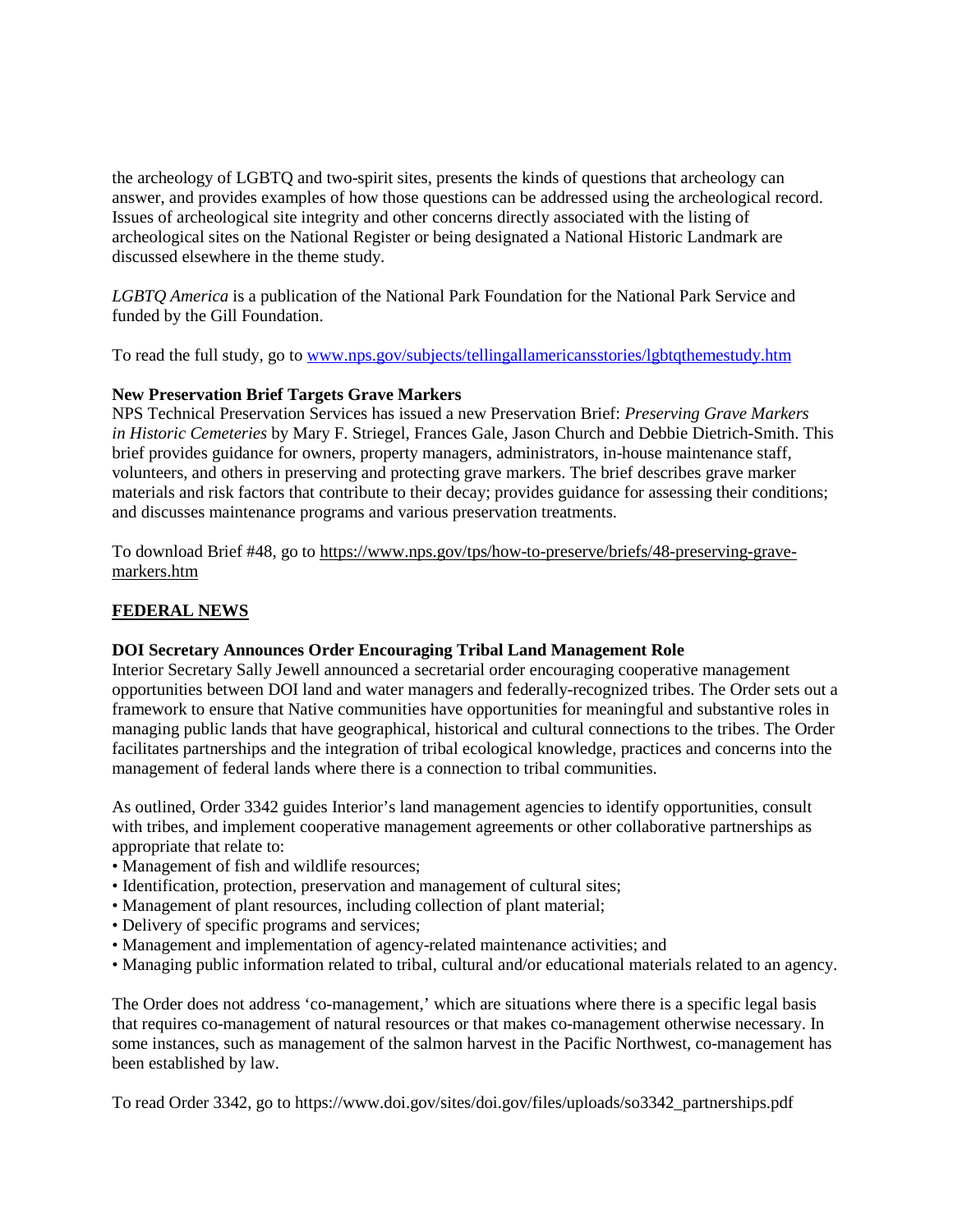the archeology of LGBTQ and two-spirit sites, presents the kinds of questions that archeology can answer, and provides examples of how those questions can be addressed using the archeological record. Issues of archeological site integrity and other concerns directly associated with the listing of archeological sites on the National Register or being designated a National Historic Landmark are discussed elsewhere in the theme study.

*LGBTQ America* is a publication of the National Park Foundation for the National Park Service and funded by the Gill Foundation.

To read the full study, go to [www.nps.gov/subjects/tellingallamericansstories/lgbtqthemestudy.htm](www.nps.gov/subjects/tellingallamericansstories/lgbtqthemestudy.htm)

**New Preservation Brief Targets Grave Markers**
NPS Technical Preservation Services has issued a new Preservation Brief: *Preserving Grave Markers in Historic Cemeteries* by Mary F. Striegel, Frances Gale, Jason Church and Debbie Dietrich-Smith. This brief provides guidance for owners, property managers, administrators, in-house maintenance staff, volunteers, and others in preserving and protecting grave markers. The brief describes grave marker materials and risk factors that contribute to their decay; provides guidance for assessing their conditions; and discusses maintenance programs and various preservation treatments.

To download Brief #48, go to https://www.nps.gov/tps/how-to-preserve/briefs/48-preserving-grave-markers.htm

## FEDERAL NEWS

**DOI Secretary Announces Order Encouraging Tribal Land Management Role**
Interior Secretary Sally Jewell announced a secretarial order encouraging cooperative management opportunities between DOI land and water managers and federally-recognized tribes. The Order sets out a framework to ensure that Native communities have opportunities for meaningful and substantive roles in managing public lands that have geographical, historical and cultural connections to the tribes. The Order facilitates partnerships and the integration of tribal ecological knowledge, practices and concerns into the management of federal lands where there is a connection to tribal communities.

As outlined, Order 3342 guides Interior's land management agencies to identify opportunities, consult with tribes, and implement cooperative management agreements or other collaborative partnerships as appropriate that relate to:

- Management of fish and wildlife resources;
- Identification, protection, preservation and management of cultural sites;
- Management of plant resources, including collection of plant material;
- Delivery of specific programs and services;
- Management and implementation of agency-related maintenance activities; and
- Managing public information related to tribal, cultural and/or educational materials related to an agency.

The Order does not address 'co-management,' which are situations where there is a specific legal basis that requires co-management of natural resources or that makes co-management otherwise necessary. In some instances, such as management of the salmon harvest in the Pacific Northwest, co-management has been established by law.

To read Order 3342, go to https://www.doi.gov/sites/doi.gov/files/uploads/so3342_partnerships.pdf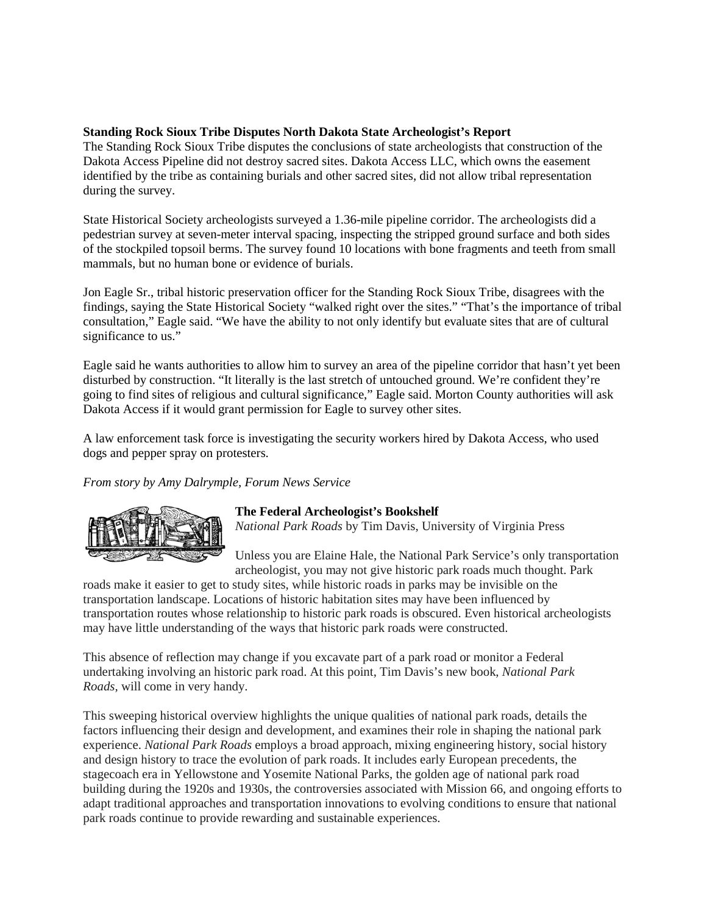**Standing Rock Sioux Tribe Disputes North Dakota State Archeologist's Report**

The Standing Rock Sioux Tribe disputes the conclusions of state archeologists that construction of the Dakota Access Pipeline did not destroy sacred sites. Dakota Access LLC, which owns the easement identified by the tribe as containing burials and other sacred sites, did not allow tribal representation during the survey.

State Historical Society archeologists surveyed a 1.36-mile pipeline corridor. The archeologists did a pedestrian survey at seven-meter interval spacing, inspecting the stripped ground surface and both sides of the stockpiled topsoil berms. The survey found 10 locations with bone fragments and teeth from small mammals, but no human bone or evidence of burials.

Jon Eagle Sr., tribal historic preservation officer for the Standing Rock Sioux Tribe, disagrees with the findings, saying the State Historical Society "walked right over the sites." "That's the importance of tribal consultation," Eagle said. "We have the ability to not only identify but evaluate sites that are of cultural significance to us."

Eagle said he wants authorities to allow him to survey an area of the pipeline corridor that hasn't yet been disturbed by construction. "It literally is the last stretch of untouched ground. We're confident they're going to find sites of religious and cultural significance," Eagle said. Morton County authorities will ask Dakota Access if it would grant permission for Eagle to survey other sites.

A law enforcement task force is investigating the security workers hired by Dakota Access, who used dogs and pepper spray on protesters.

*From story by Amy Dalrymple, Forum News Service*

**The Federal Archeologist's Bookshelf**

*National Park Roads* by Tim Davis, University of Virginia Press

Unless you are Elaine Hale, the National Park Service's only transportation archeologist, you may not give historic park roads much thought. Park roads make it easier to get to study sites, while historic roads in parks may be invisible on the transportation landscape. Locations of historic habitation sites may have been influenced by transportation routes whose relationship to historic park roads is obscured. Even historical archeologists may have little understanding of the ways that historic park roads were constructed.

This absence of reflection may change if you excavate part of a park road or monitor a Federal undertaking involving an historic park road. At this point, Tim Davis's new book, *National Park Roads,* will come in very handy.

This sweeping historical overview highlights the unique qualities of national park roads, details the factors influencing their design and development, and examines their role in shaping the national park experience. *National Park Roads* employs a broad approach, mixing engineering history, social history and design history to trace the evolution of park roads. It includes early European precedents, the stagecoach era in Yellowstone and Yosemite National Parks, the golden age of national park road building during the 1920s and 1930s, the controversies associated with Mission 66, and ongoing efforts to adapt traditional approaches and transportation innovations to evolving conditions to ensure that national park roads continue to provide rewarding and sustainable experiences.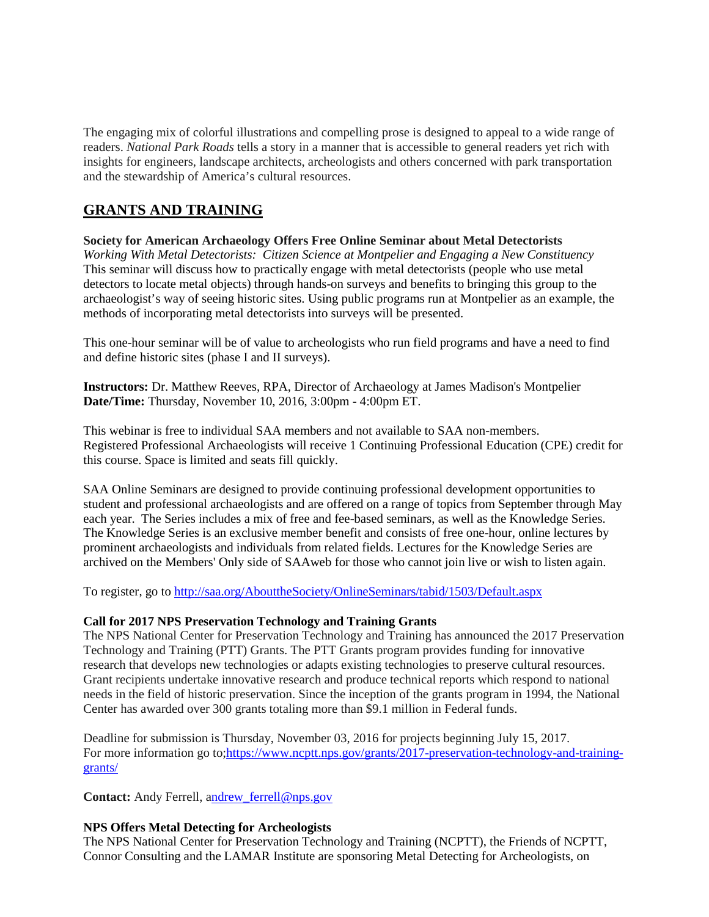The engaging mix of colorful illustrations and compelling prose is designed to appeal to a wide range of readers. *National Park Roads* tells a story in a manner that is accessible to general readers yet rich with insights for engineers, landscape architects, archeologists and others concerned with park transportation and the stewardship of America's cultural resources.

## GRANTS AND TRAINING

**Society for American Archaeology Offers Free Online Seminar about Metal Detectorists**
*Working With Metal Detectorists: Citizen Science at Montpelier and Engaging a New Constituency*
This seminar will discuss how to practically engage with metal detectorists (people who use metal detectors to locate metal objects) through hands-on surveys and benefits to bringing this group to the archaeologist's way of seeing historic sites. Using public programs run at Montpelier as an example, the methods of incorporating metal detectorists into surveys will be presented.

This one-hour seminar will be of value to archeologists who run field programs and have a need to find and define historic sites (phase I and II surveys).

**Instructors:** Dr. Matthew Reeves, RPA, Director of Archaeology at James Madison's Montpelier
**Date/Time:** Thursday, November 10, 2016, 3:00pm - 4:00pm ET.

This webinar is free to individual SAA members and not available to SAA non-members.
Registered Professional Archaeologists will receive 1 Continuing Professional Education (CPE) credit for this course. Space is limited and seats fill quickly.

SAA Online Seminars are designed to provide continuing professional development opportunities to student and professional archaeologists and are offered on a range of topics from September through May each year. The Series includes a mix of free and fee-based seminars, as well as the Knowledge Series. The Knowledge Series is an exclusive member benefit and consists of free one-hour, online lectures by prominent archaeologists and individuals from related fields. Lectures for the Knowledge Series are archived on the Members' Only side of SAAweb for those who cannot join live or wish to listen again.

To register, go to http://saa.org/AbouttheSociety/OnlineSeminars/tabid/1503/Default.aspx

**Call for 2017 NPS Preservation Technology and Training Grants**
The NPS National Center for Preservation Technology and Training has announced the 2017 Preservation Technology and Training (PTT) Grants. The PTT Grants program provides funding for innovative research that develops new technologies or adapts existing technologies to preserve cultural resources. Grant recipients undertake innovative research and produce technical reports which respond to national needs in the field of historic preservation. Since the inception of the grants program in 1994, the National Center has awarded over 300 grants totaling more than $9.1 million in Federal funds.

Deadline for submission is Thursday, November 03, 2016 for projects beginning July 15, 2017.
For more information go to;https://www.ncptt.nps.gov/grants/2017-preservation-technology-and-training-grants/

**Contact:** Andy Ferrell, andrew_ferrell@nps.gov

**NPS Offers Metal Detecting for Archeologists**
The NPS National Center for Preservation Technology and Training (NCPTT), the Friends of NCPTT, Connor Consulting and the LAMAR Institute are sponsoring Metal Detecting for Archeologists, on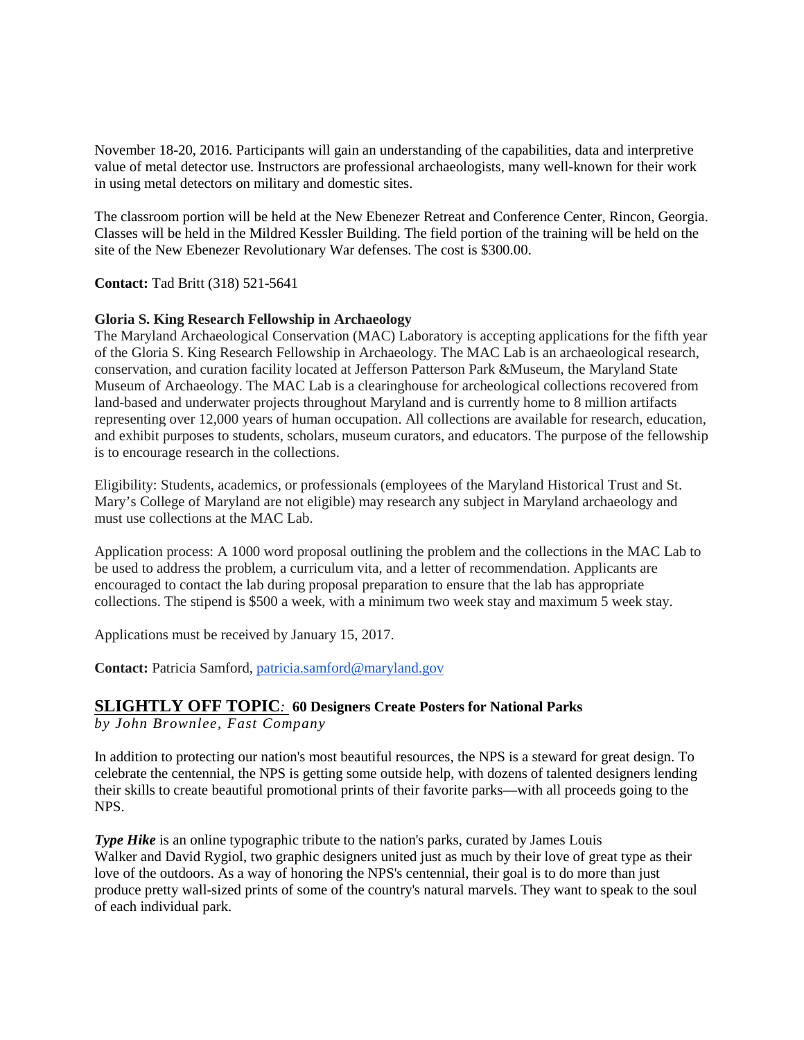November 18-20, 2016. Participants will gain an understanding of the capabilities, data and interpretive value of metal detector use. Instructors are professional archaeologists, many well-known for their work in using metal detectors on military and domestic sites.

The classroom portion will be held at the New Ebenezer Retreat and Conference Center, Rincon, Georgia. Classes will be held in the Mildred Kessler Building. The field portion of the training will be held on the site of the New Ebenezer Revolutionary War defenses. The cost is $300.00.

**Contact:** Tad Britt (318) 521-5641

**Gloria S. King Research Fellowship in Archaeology**

The Maryland Archaeological Conservation (MAC) Laboratory is accepting applications for the fifth year of the Gloria S. King Research Fellowship in Archaeology. The MAC Lab is an archaeological research, conservation, and curation facility located at Jefferson Patterson Park &Museum, the Maryland State Museum of Archaeology. The MAC Lab is a clearinghouse for archeological collections recovered from land-based and underwater projects throughout Maryland and is currently home to 8 million artifacts representing over 12,000 years of human occupation. All collections are available for research, education, and exhibit purposes to students, scholars, museum curators, and educators. The purpose of the fellowship is to encourage research in the collections.

Eligibility: Students, academics, or professionals (employees of the Maryland Historical Trust and St. Mary's College of Maryland are not eligible) may research any subject in Maryland archaeology and must use collections at the MAC Lab.

Application process: A 1000 word proposal outlining the problem and the collections in the MAC Lab to be used to address the problem, a curriculum vita, and a letter of recommendation. Applicants are encouraged to contact the lab during proposal preparation to ensure that the lab has appropriate collections. The stipend is $500 a week, with a minimum two week stay and maximum 5 week stay.

Applications must be received by January 15, 2017.

**Contact:** Patricia Samford, patricia.samford@maryland.gov

## SLIGHTLY OFF TOPIC: 60 Designers Create Posters for National Parks

*by John Brownlee, Fast Company*

In addition to protecting our nation's most beautiful resources, the NPS is a steward for great design. To celebrate the centennial, the NPS is getting some outside help, with dozens of talented designers lending their skills to create beautiful promotional prints of their favorite parks—with all proceeds going to the NPS.

***Type Hike*** is an online typographic tribute to the nation's parks, curated by James Louis Walker and David Rygiol, two graphic designers united just as much by their love of great type as their love of the outdoors. As a way of honoring the NPS's centennial, their goal is to do more than just produce pretty wall-sized prints of some of the country's natural marvels. They want to speak to the soul of each individual park.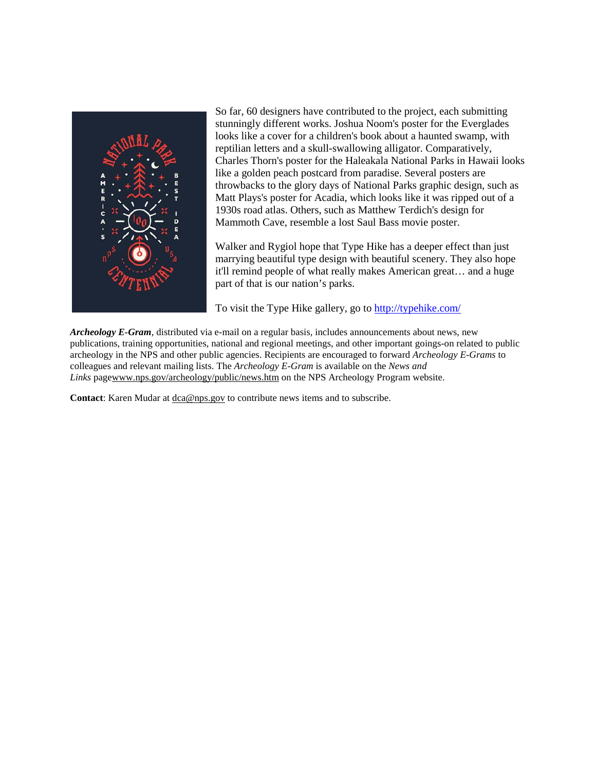So far, 60 designers have contributed to the project, each submitting stunningly different works. Joshua Noom's poster for the Everglades looks like a cover for a children's book about a haunted swamp, with reptilian letters and a skull-swallowing alligator. Comparatively, Charles Thorn's poster for the Haleakala National Parks in Hawaii looks like a golden peach postcard from paradise. Several posters are throwbacks to the glory days of National Parks graphic design, such as Matt Plays's poster for Acadia, which looks like it was ripped out of a 1930s road atlas. Others, such as Matthew Terdich's design for Mammoth Cave, resemble a lost Saul Bass movie poster.

Walker and Rygiol hope that Type Hike has a deeper effect than just marrying beautiful type design with beautiful scenery. They also hope it'll remind people of what really makes American great… and a huge part of that is our nation's parks.

To visit the Type Hike gallery, go to http://typehike.com/

***Archeology E-Gram***, distributed via e-mail on a regular basis, includes announcements about news, new publications, training opportunities, national and regional meetings, and other important goings-on related to public archeology in the NPS and other public agencies. Recipients are encouraged to forward *Archeology E-Grams* to colleagues and relevant mailing lists. The *Archeology E-Gram* is available on the *News and Links* pagewww.nps.gov/archeology/public/news.htm on the NPS Archeology Program website.

**Contact**: Karen Mudar at dca@nps.gov to contribute news items and to subscribe.